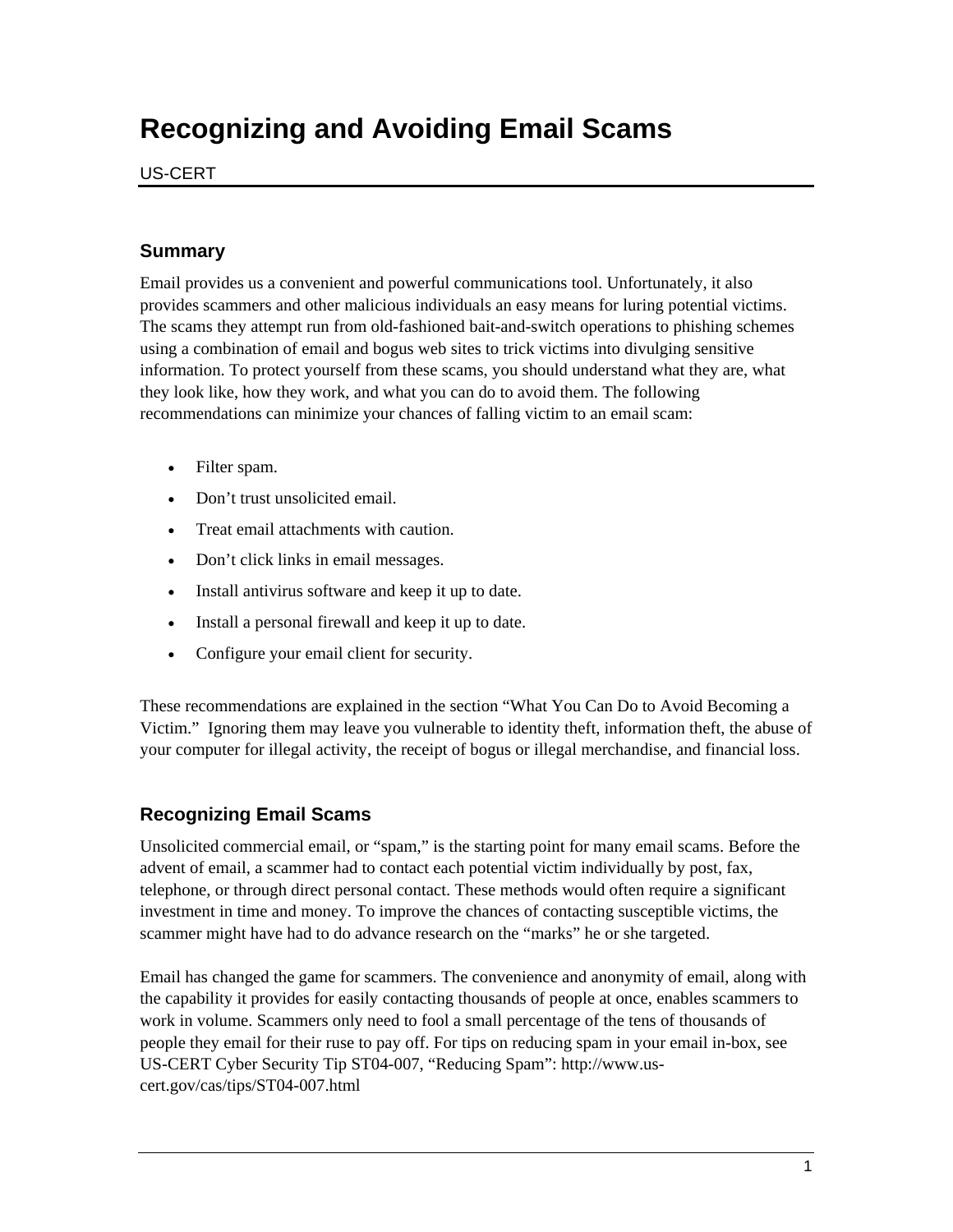# Recognizing and Avoiding Email Scams

US-CERT

## Summary

Email provides us a convenient and powerful communications tool. Unfortunately, it also provides scammers and other malicious individuals an easy means for luring potential victims. The scams they attempt run from old-fashioned bait-and-switch operations to phishing schemes using a combination of email and bogus web sites to trick victims into divulging sensitive information. To protect yourself from these scams, you should understand what they are, what they look like, how they work, and what you can do to avoid them. The following recommendations can minimize your chances of falling victim to an email scam:

- Filter spam.
- Don't trust unsolicited email.
- Treat email attachments with caution.
- Don't click links in email messages.
- Install antivirus software and keep it up to date.
- Install a personal firewall and keep it up to date.
- Configure your email client for security.

These recommendations are explained in the section "What You Can Do to Avoid Becoming a Victim." Ignoring them may leave you vulnerable to identity theft, information theft, the abuse of your computer for illegal activity, the receipt of bogus or illegal merchandise, and financial loss.

## Recognizing Email Scams

Unsolicited commercial email, or "spam," is the starting point for many email scams. Before the advent of email, a scammer had to contact each potential victim individually by post, fax, telephone, or through direct personal contact. These methods would often require a significant investment in time and money. To improve the chances of contacting susceptible victims, the scammer might have had to do advance research on the "marks" he or she targeted.

Email has changed the game for scammers. The convenience and anonymity of email, along with the capability it provides for easily contacting thousands of people at once, enables scammers to work in volume. Scammers only need to fool a small percentage of the tens of thousands of people they email for their ruse to pay off. For tips on reducing spam in your email in-box, see US-CERT Cyber Security Tip ST04-007, "Reducing Spam": http://www.us-cert.gov/cas/tips/ST04-007.html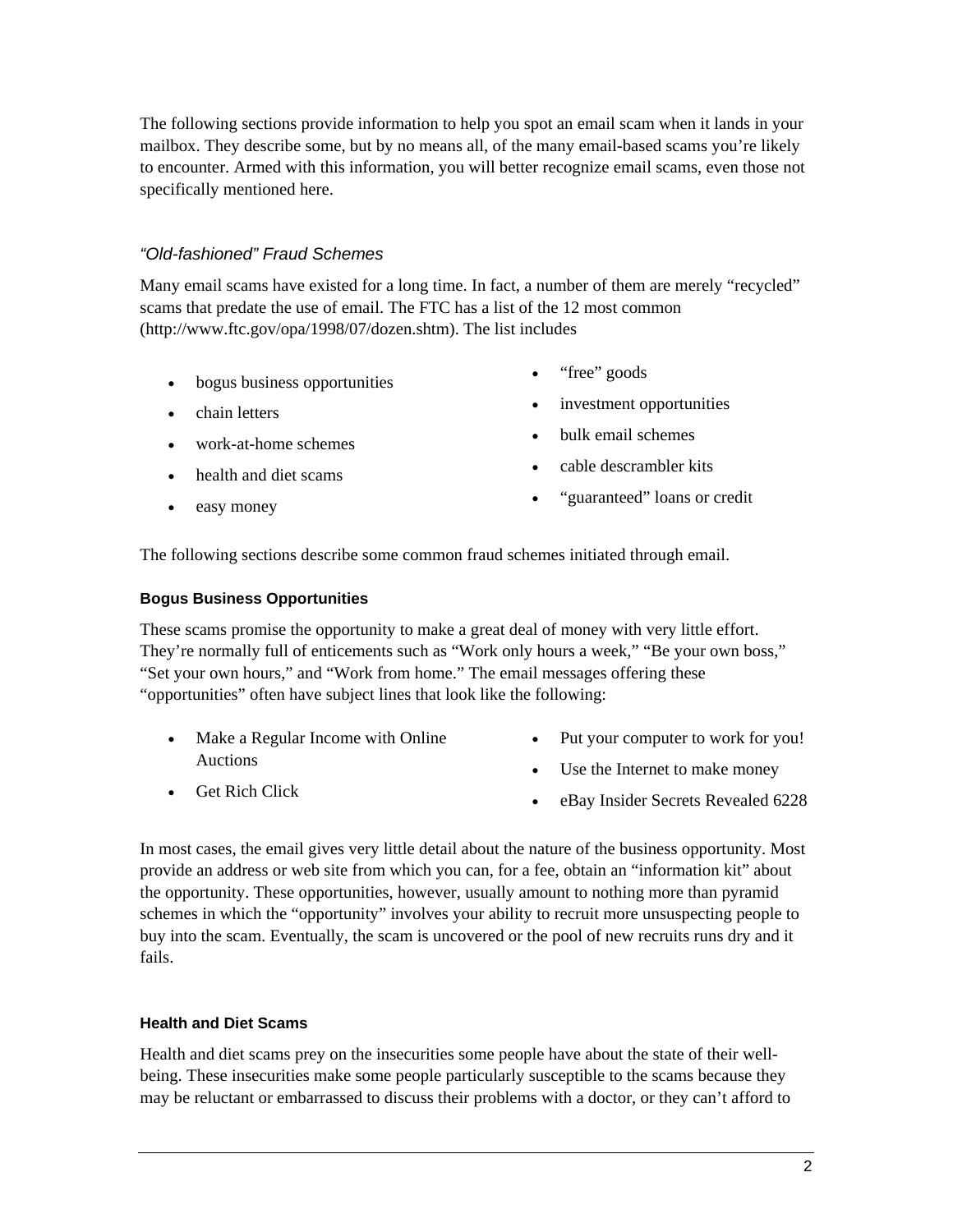The following sections provide information to help you spot an email scam when it lands in your mailbox. They describe some, but by no means all, of the many email-based scams you're likely to encounter. Armed with this information, you will better recognize email scams, even those not specifically mentioned here.

### *"Old-fashioned" Fraud Schemes*

Many email scams have existed for a long time. In fact, a number of them are merely "recycled" scams that predate the use of email. The FTC has a list of the 12 most common (http://www.ftc.gov/opa/1998/07/dozen.shtm). The list includes

- bogus business opportunities
- chain letters
- work-at-home schemes
- health and diet scams
- easy money
- "free" goods
- investment opportunities
- bulk email schemes
- cable descrambler kits
- "guaranteed" loans or credit

The following sections describe some common fraud schemes initiated through email.

#### **Bogus Business Opportunities**

These scams promise the opportunity to make a great deal of money with very little effort. They're normally full of enticements such as "Work only hours a week," "Be your own boss," "Set your own hours," and "Work from home." The email messages offering these "opportunities" often have subject lines that look like the following:

- Make a Regular Income with Online Auctions
- Get Rich Click
- Put your computer to work for you!
- Use the Internet to make money
- eBay Insider Secrets Revealed 6228

In most cases, the email gives very little detail about the nature of the business opportunity. Most provide an address or web site from which you can, for a fee, obtain an "information kit" about the opportunity. These opportunities, however, usually amount to nothing more than pyramid schemes in which the "opportunity" involves your ability to recruit more unsuspecting people to buy into the scam. Eventually, the scam is uncovered or the pool of new recruits runs dry and it fails.

#### **Health and Diet Scams**

Health and diet scams prey on the insecurities some people have about the state of their well-being. These insecurities make some people particularly susceptible to the scams because they may be reluctant or embarrassed to discuss their problems with a doctor, or they can't afford to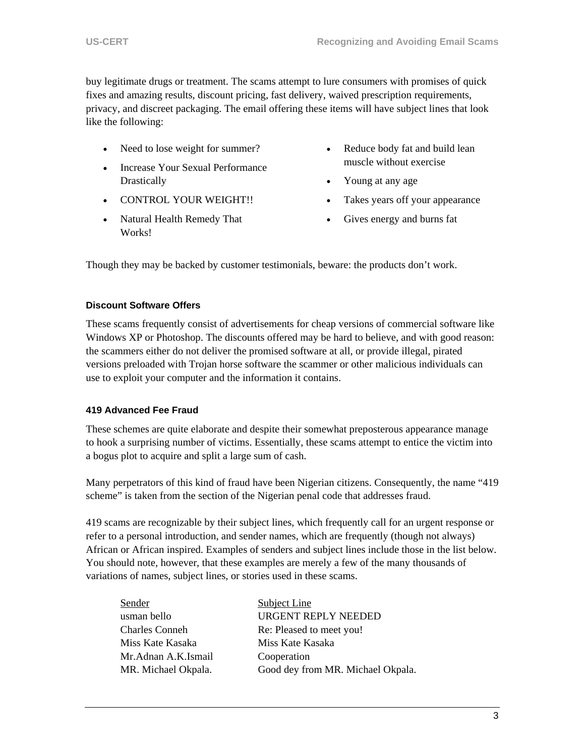buy legitimate drugs or treatment. The scams attempt to lure consumers with promises of quick fixes and amazing results, discount pricing, fast delivery, waived prescription requirements, privacy, and discreet packaging. The email offering these items will have subject lines that look like the following:

- Need to lose weight for summer?
- Increase Your Sexual Performance Drastically
- CONTROL YOUR WEIGHT!!
- Natural Health Remedy That Works!
- Reduce body fat and build lean muscle without exercise
- Young at any age
- Takes years off your appearance
- Gives energy and burns fat

Though they may be backed by customer testimonials, beware: the products don't work.

#### Discount Software Offers

These scams frequently consist of advertisements for cheap versions of commercial software like Windows XP or Photoshop. The discounts offered may be hard to believe, and with good reason: the scammers either do not deliver the promised software at all, or provide illegal, pirated versions preloaded with Trojan horse software the scammer or other malicious individuals can use to exploit your computer and the information it contains.

#### 419 Advanced Fee Fraud

These schemes are quite elaborate and despite their somewhat preposterous appearance manage to hook a surprising number of victims. Essentially, these scams attempt to entice the victim into a bogus plot to acquire and split a large sum of cash.

Many perpetrators of this kind of fraud have been Nigerian citizens. Consequently, the name "419 scheme" is taken from the section of the Nigerian penal code that addresses fraud.

419 scams are recognizable by their subject lines, which frequently call for an urgent response or refer to a personal introduction, and sender names, which are frequently (though not always) African or African inspired. Examples of senders and subject lines include those in the list below. You should note, however, that these examples are merely a few of the many thousands of variations of names, subject lines, or stories used in these scams.

| Sender | Subject Line |
| --- | --- |
| usman bello | URGENT REPLY NEEDED |
| Charles Conneh | Re: Pleased to meet you! |
| Miss Kate Kasaka | Miss Kate Kasaka |
| Mr.Adnan A.K.Ismail | Cooperation |
| MR. Michael Okpala. | Good dey from MR. Michael Okpala. |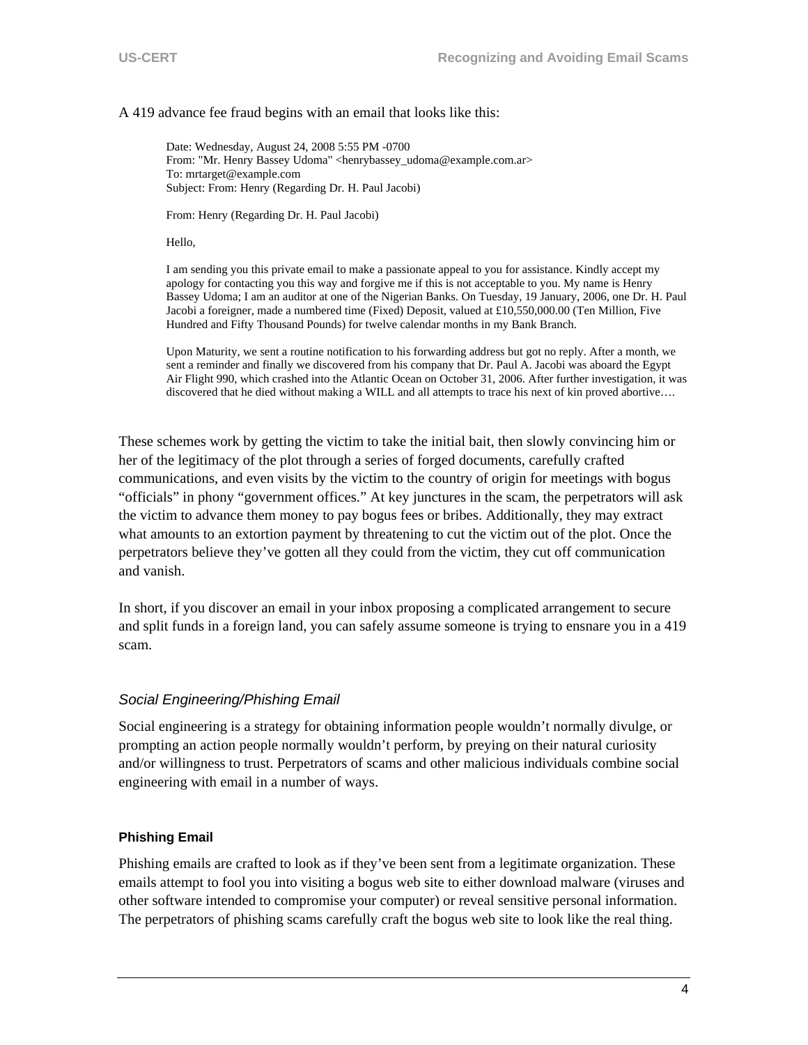A 419 advance fee fraud begins with an email that looks like this:

> Date: Wednesday, August 24, 2008 5:55 PM -0700
> From: "Mr. Henry Bassey Udoma" <henrybassey_udoma@example.com.ar>
> To: mrtarget@example.com
> Subject: From: Henry (Regarding Dr. H. Paul Jacobi)
>
> From: Henry (Regarding Dr. H. Paul Jacobi)
>
> Hello,
>
> I am sending you this private email to make a passionate appeal to you for assistance. Kindly accept my apology for contacting you this way and forgive me if this is not acceptable to you. My name is Henry Bassey Udoma; I am an auditor at one of the Nigerian Banks. On Tuesday, 19 January, 2006, one Dr. H. Paul Jacobi a foreigner, made a numbered time (Fixed) Deposit, valued at £10,550,000.00 (Ten Million, Five Hundred and Fifty Thousand Pounds) for twelve calendar months in my Bank Branch.
>
> Upon Maturity, we sent a routine notification to his forwarding address but got no reply. After a month, we sent a reminder and finally we discovered from his company that Dr. Paul A. Jacobi was aboard the Egypt Air Flight 990, which crashed into the Atlantic Ocean on October 31, 2006. After further investigation, it was discovered that he died without making a WILL and all attempts to trace his next of kin proved abortive….

These schemes work by getting the victim to take the initial bait, then slowly convincing him or her of the legitimacy of the plot through a series of forged documents, carefully crafted communications, and even visits by the victim to the country of origin for meetings with bogus "officials" in phony "government offices." At key junctures in the scam, the perpetrators will ask the victim to advance them money to pay bogus fees or bribes. Additionally, they may extract what amounts to an extortion payment by threatening to cut the victim out of the plot. Once the perpetrators believe they've gotten all they could from the victim, they cut off communication and vanish.

In short, if you discover an email in your inbox proposing a complicated arrangement to secure and split funds in a foreign land, you can safely assume someone is trying to ensnare you in a 419 scam.

## *Social Engineering/Phishing Email*

Social engineering is a strategy for obtaining information people wouldn't normally divulge, or prompting an action people normally wouldn't perform, by preying on their natural curiosity and/or willingness to trust. Perpetrators of scams and other malicious individuals combine social engineering with email in a number of ways.

### **Phishing Email**

Phishing emails are crafted to look as if they've been sent from a legitimate organization. These emails attempt to fool you into visiting a bogus web site to either download malware (viruses and other software intended to compromise your computer) or reveal sensitive personal information. The perpetrators of phishing scams carefully craft the bogus web site to look like the real thing.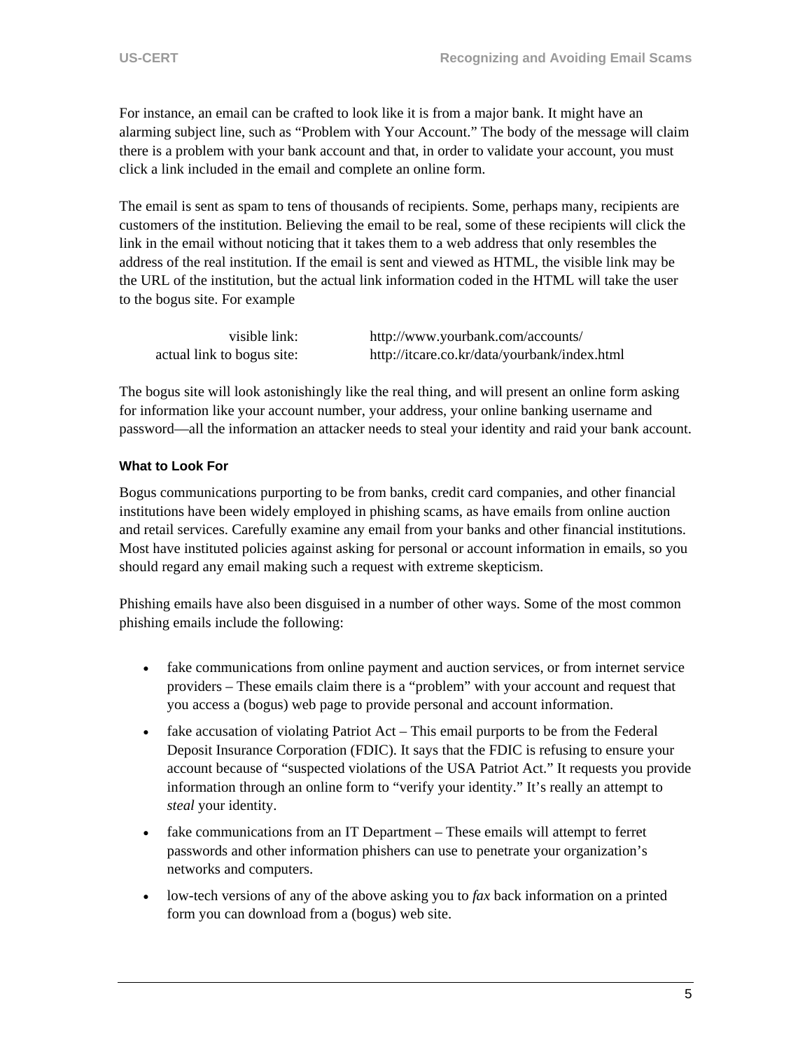For instance, an email can be crafted to look like it is from a major bank. It might have an alarming subject line, such as "Problem with Your Account." The body of the message will claim there is a problem with your bank account and that, in order to validate your account, you must click a link included in the email and complete an online form.

The email is sent as spam to tens of thousands of recipients. Some, perhaps many, recipients are customers of the institution. Believing the email to be real, some of these recipients will click the link in the email without noticing that it takes them to a web address that only resembles the address of the real institution. If the email is sent and viewed as HTML, the visible link may be the URL of the institution, but the actual link information coded in the HTML will take the user to the bogus site. For example

| | |
|---|---|
| visible link: | http://www.yourbank.com/accounts/ |
| actual link to bogus site: | http://itcare.co.kr/data/yourbank/index.html |

The bogus site will look astonishingly like the real thing, and will present an online form asking for information like your account number, your address, your online banking username and password—all the information an attacker needs to steal your identity and raid your bank account.

#### What to Look For

Bogus communications purporting to be from banks, credit card companies, and other financial institutions have been widely employed in phishing scams, as have emails from online auction and retail services. Carefully examine any email from your banks and other financial institutions. Most have instituted policies against asking for personal or account information in emails, so you should regard any email making such a request with extreme skepticism.

Phishing emails have also been disguised in a number of other ways. Some of the most common phishing emails include the following:

- fake communications from online payment and auction services, or from internet service providers – These emails claim there is a "problem" with your account and request that you access a (bogus) web page to provide personal and account information.
- fake accusation of violating Patriot Act – This email purports to be from the Federal Deposit Insurance Corporation (FDIC). It says that the FDIC is refusing to ensure your account because of "suspected violations of the USA Patriot Act." It requests you provide information through an online form to "verify your identity." It's really an attempt to *steal* your identity.
- fake communications from an IT Department – These emails will attempt to ferret passwords and other information phishers can use to penetrate your organization's networks and computers.
- low-tech versions of any of the above asking you to *fax* back information on a printed form you can download from a (bogus) web site.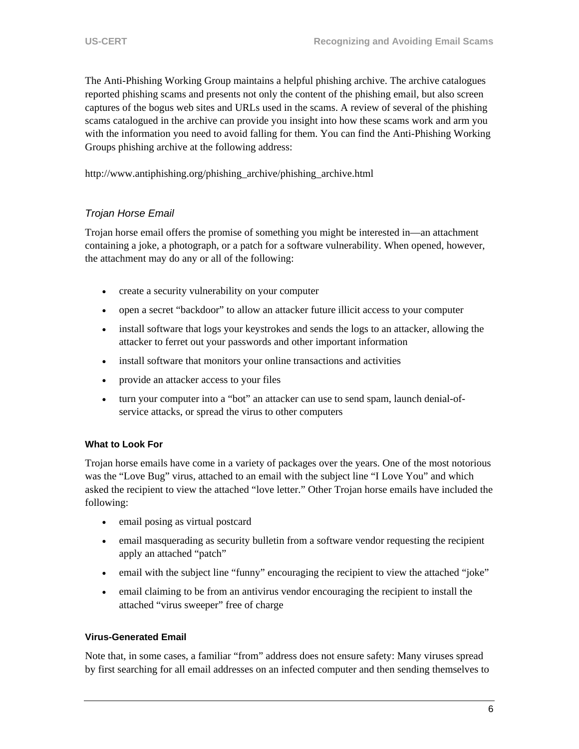The Anti-Phishing Working Group maintains a helpful phishing archive. The archive catalogues reported phishing scams and presents not only the content of the phishing email, but also screen captures of the bogus web sites and URLs used in the scams. A review of several of the phishing scams catalogued in the archive can provide you insight into how these scams work and arm you with the information you need to avoid falling for them. You can find the Anti-Phishing Working Groups phishing archive at the following address:

http://www.antiphishing.org/phishing_archive/phishing_archive.html

### *Trojan Horse Email*

Trojan horse email offers the promise of something you might be interested in—an attachment containing a joke, a photograph, or a patch for a software vulnerability. When opened, however, the attachment may do any or all of the following:

- create a security vulnerability on your computer
- open a secret “backdoor” to allow an attacker future illicit access to your computer
- install software that logs your keystrokes and sends the logs to an attacker, allowing the attacker to ferret out your passwords and other important information
- install software that monitors your online transactions and activities
- provide an attacker access to your files
- turn your computer into a “bot” an attacker can use to send spam, launch denial-of-service attacks, or spread the virus to other computers

#### What to Look For

Trojan horse emails have come in a variety of packages over the years. One of the most notorious was the “Love Bug” virus, attached to an email with the subject line “I Love You” and which asked the recipient to view the attached “love letter.” Other Trojan horse emails have included the following:

- email posing as virtual postcard
- email masquerading as security bulletin from a software vendor requesting the recipient apply an attached “patch”
- email with the subject line “funny” encouraging the recipient to view the attached “joke”
- email claiming to be from an antivirus vendor encouraging the recipient to install the attached “virus sweeper” free of charge

#### Virus-Generated Email

Note that, in some cases, a familiar “from” address does not ensure safety: Many viruses spread by first searching for all email addresses on an infected computer and then sending themselves to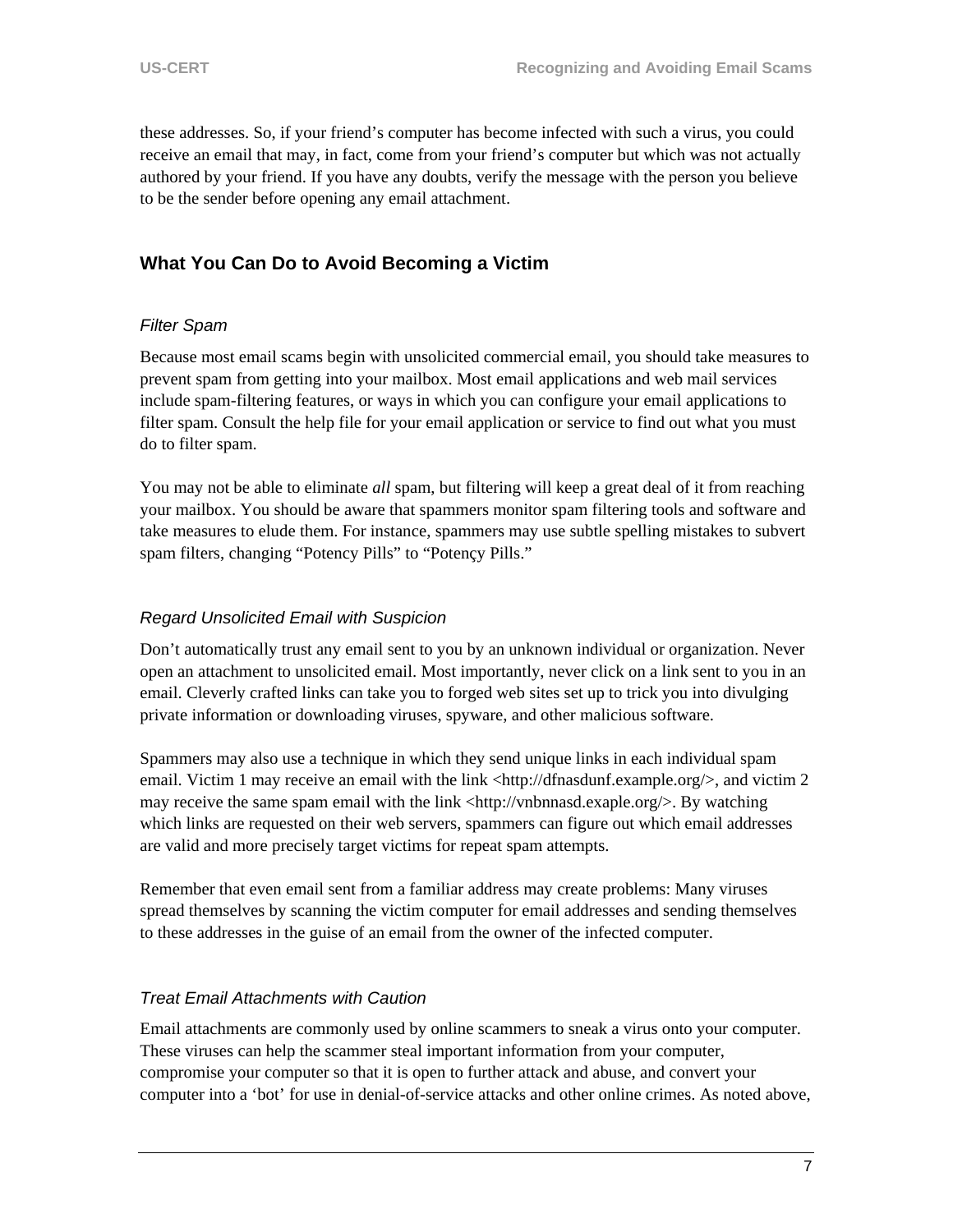these addresses. So, if your friend's computer has become infected with such a virus, you could receive an email that may, in fact, come from your friend's computer but which was not actually authored by your friend. If you have any doubts, verify the message with the person you believe to be the sender before opening any email attachment.

## What You Can Do to Avoid Becoming a Victim

### *Filter Spam*

Because most email scams begin with unsolicited commercial email, you should take measures to prevent spam from getting into your mailbox. Most email applications and web mail services include spam-filtering features, or ways in which you can configure your email applications to filter spam. Consult the help file for your email application or service to find out what you must do to filter spam.

You may not be able to eliminate *all* spam, but filtering will keep a great deal of it from reaching your mailbox. You should be aware that spammers monitor spam filtering tools and software and take measures to elude them. For instance, spammers may use subtle spelling mistakes to subvert spam filters, changing "Potency Pills" to "Potençy Pills."

### *Regard Unsolicited Email with Suspicion*

Don't automatically trust any email sent to you by an unknown individual or organization. Never open an attachment to unsolicited email. Most importantly, never click on a link sent to you in an email. Cleverly crafted links can take you to forged web sites set up to trick you into divulging private information or downloading viruses, spyware, and other malicious software.

Spammers may also use a technique in which they send unique links in each individual spam email. Victim 1 may receive an email with the link <http://dfnasdunf.example.org/>, and victim 2 may receive the same spam email with the link <http://vnbnnasd.exaple.org/>. By watching which links are requested on their web servers, spammers can figure out which email addresses are valid and more precisely target victims for repeat spam attempts.

Remember that even email sent from a familiar address may create problems: Many viruses spread themselves by scanning the victim computer for email addresses and sending themselves to these addresses in the guise of an email from the owner of the infected computer.

### *Treat Email Attachments with Caution*

Email attachments are commonly used by online scammers to sneak a virus onto your computer. These viruses can help the scammer steal important information from your computer, compromise your computer so that it is open to further attack and abuse, and convert your computer into a 'bot' for use in denial-of-service attacks and other online crimes. As noted above,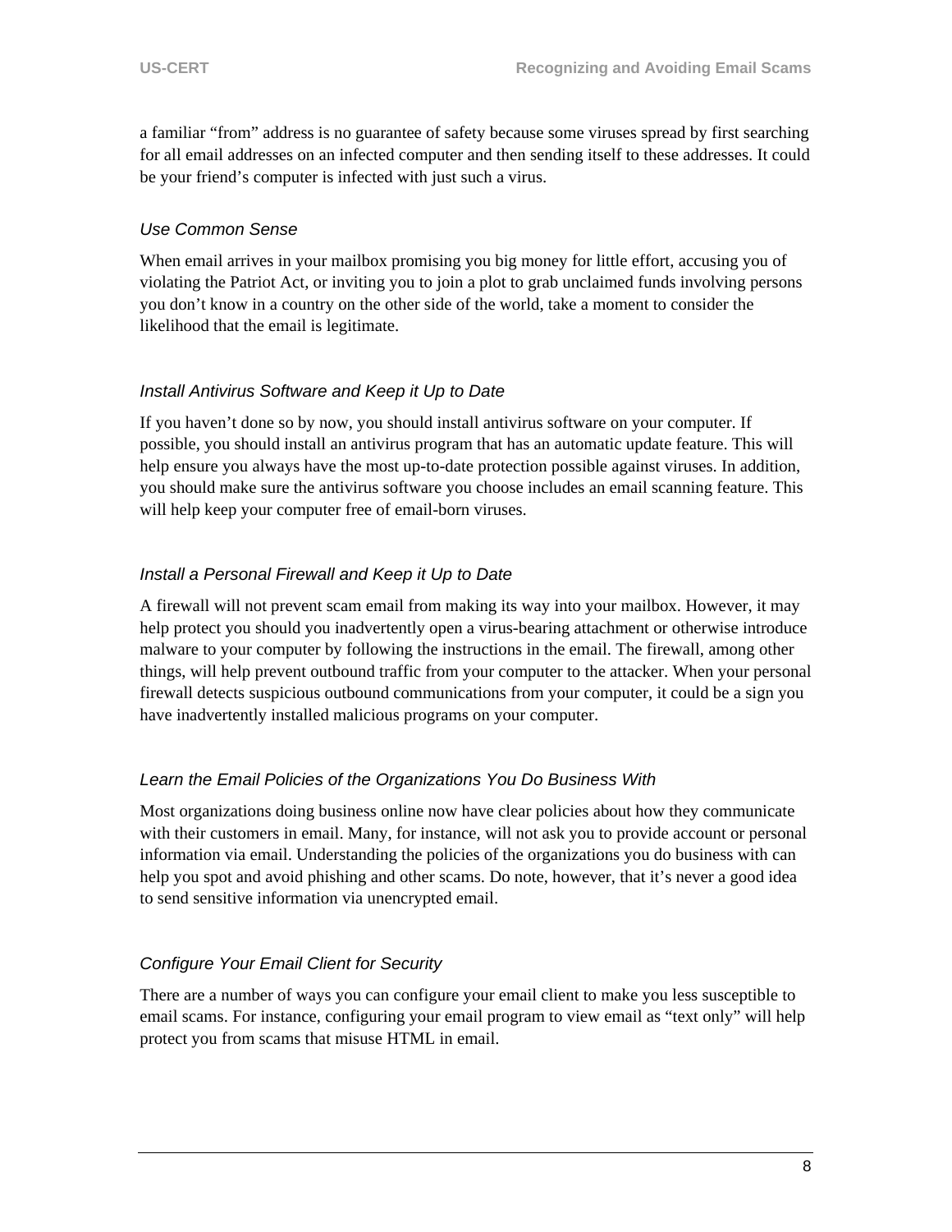a familiar “from” address is no guarantee of safety because some viruses spread by first searching for all email addresses on an infected computer and then sending itself to these addresses. It could be your friend’s computer is infected with just such a virus.

### *Use Common Sense*

When email arrives in your mailbox promising you big money for little effort, accusing you of violating the Patriot Act, or inviting you to join a plot to grab unclaimed funds involving persons you don’t know in a country on the other side of the world, take a moment to consider the likelihood that the email is legitimate.

### *Install Antivirus Software and Keep it Up to Date*

If you haven’t done so by now, you should install antivirus software on your computer. If possible, you should install an antivirus program that has an automatic update feature. This will help ensure you always have the most up-to-date protection possible against viruses. In addition, you should make sure the antivirus software you choose includes an email scanning feature. This will help keep your computer free of email-born viruses.

### *Install a Personal Firewall and Keep it Up to Date*

A firewall will not prevent scam email from making its way into your mailbox. However, it may help protect you should you inadvertently open a virus-bearing attachment or otherwise introduce malware to your computer by following the instructions in the email. The firewall, among other things, will help prevent outbound traffic from your computer to the attacker. When your personal firewall detects suspicious outbound communications from your computer, it could be a sign you have inadvertently installed malicious programs on your computer.

### *Learn the Email Policies of the Organizations You Do Business With*

Most organizations doing business online now have clear policies about how they communicate with their customers in email. Many, for instance, will not ask you to provide account or personal information via email. Understanding the policies of the organizations you do business with can help you spot and avoid phishing and other scams. Do note, however, that it’s never a good idea to send sensitive information via unencrypted email.

### *Configure Your Email Client for Security*

There are a number of ways you can configure your email client to make you less susceptible to email scams. For instance, configuring your email program to view email as “text only” will help protect you from scams that misuse HTML in email.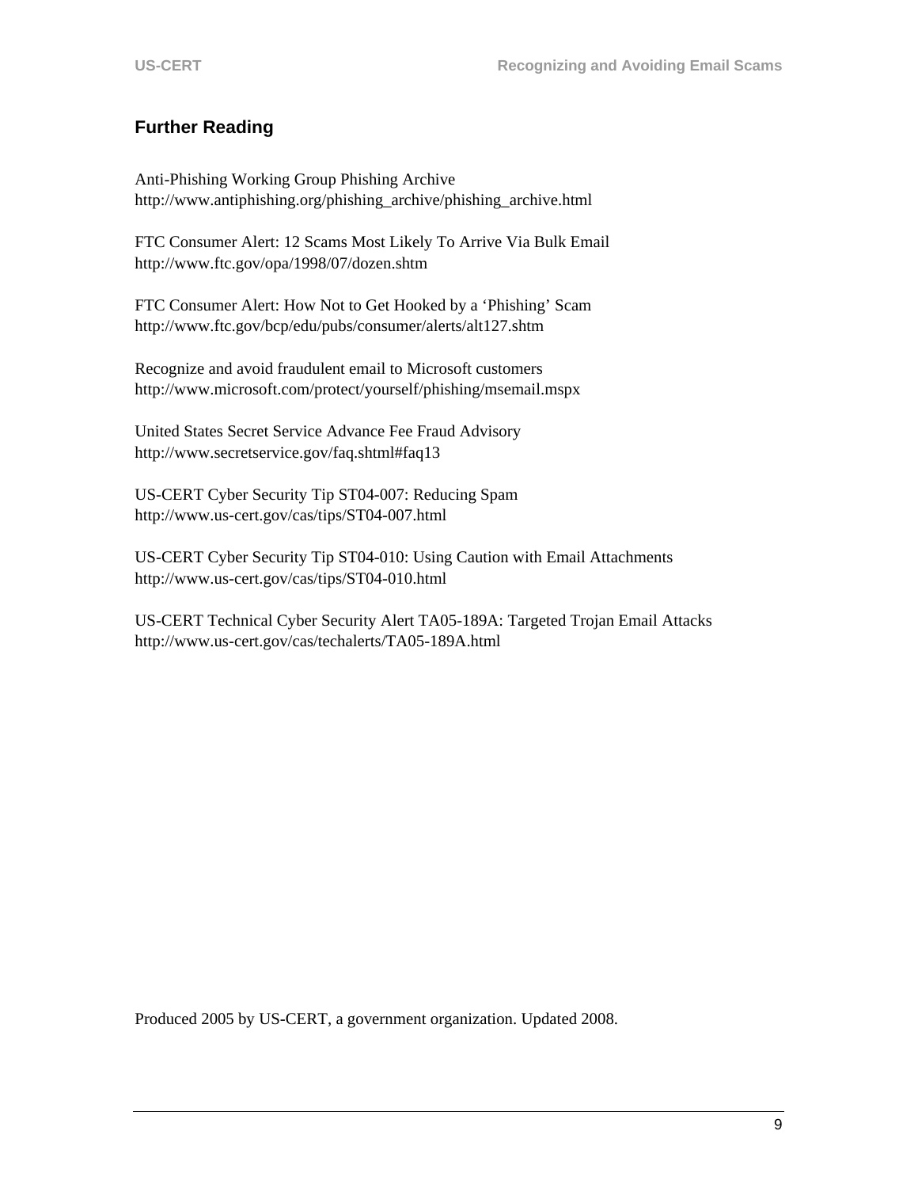## Further Reading

Anti-Phishing Working Group Phishing Archive
http://www.antiphishing.org/phishing_archive/phishing_archive.html

FTC Consumer Alert: 12 Scams Most Likely To Arrive Via Bulk Email
http://www.ftc.gov/opa/1998/07/dozen.shtm

FTC Consumer Alert: How Not to Get Hooked by a ‘Phishing’ Scam
http://www.ftc.gov/bcp/edu/pubs/consumer/alerts/alt127.shtm

Recognize and avoid fraudulent email to Microsoft customers
http://www.microsoft.com/protect/yourself/phishing/msemail.mspx

United States Secret Service Advance Fee Fraud Advisory
http://www.secretservice.gov/faq.shtml#faq13

US-CERT Cyber Security Tip ST04-007: Reducing Spam
http://www.us-cert.gov/cas/tips/ST04-007.html

US-CERT Cyber Security Tip ST04-010: Using Caution with Email Attachments
http://www.us-cert.gov/cas/tips/ST04-010.html

US-CERT Technical Cyber Security Alert TA05-189A: Targeted Trojan Email Attacks
http://www.us-cert.gov/cas/techalerts/TA05-189A.html

Produced 2005 by US-CERT, a government organization. Updated 2008.